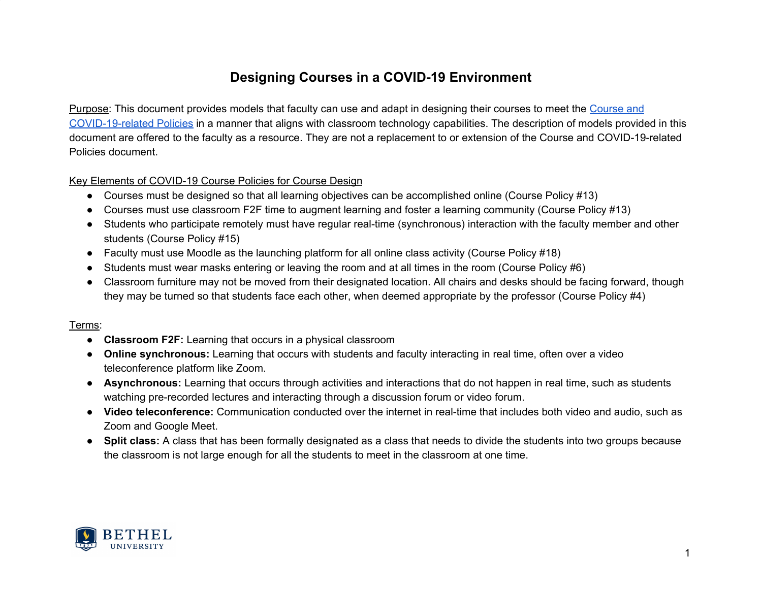# Designing Courses in a COVID-19 Environment

Purpose: This document provides models that faculty can use and adapt in designing their courses to meet the Course and COVID-19-related Policies in a manner that aligns with classroom technology capabilities. The description of models provided in this document are offered to the faculty as a resource. They are not a replacement to or extension of the Course and COVID-19-related Policies document.

Key Elements of COVID-19 Course Policies for Course Design

- Courses must be designed so that all learning objectives can be accomplished online (Course Policy #13)
- Courses must use classroom F2F time to augment learning and foster a learning community (Course Policy #13)
- Students who participate remotely must have regular real-time (synchronous) interaction with the faculty member and other students (Course Policy #15)
- Faculty must use Moodle as the launching platform for all online class activity (Course Policy #18)
- Students must wear masks entering or leaving the room and at all times in the room (Course Policy #6)
- Classroom furniture may not be moved from their designated location. All chairs and desks should be facing forward, though they may be turned so that students face each other, when deemed appropriate by the professor (Course Policy #4)

Terms:

- **Classroom F2F:** Learning that occurs in a physical classroom
- **Online synchronous:** Learning that occurs with students and faculty interacting in real time, often over a video teleconference platform like Zoom.
- **Asynchronous:** Learning that occurs through activities and interactions that do not happen in real time, such as students watching pre-recorded lectures and interacting through a discussion forum or video forum.
- **Video teleconference:** Communication conducted over the internet in real-time that includes both video and audio, such as Zoom and Google Meet.
- **Split class:** A class that has been formally designated as a class that needs to divide the students into two groups because the classroom is not large enough for all the students to meet in the classroom at one time.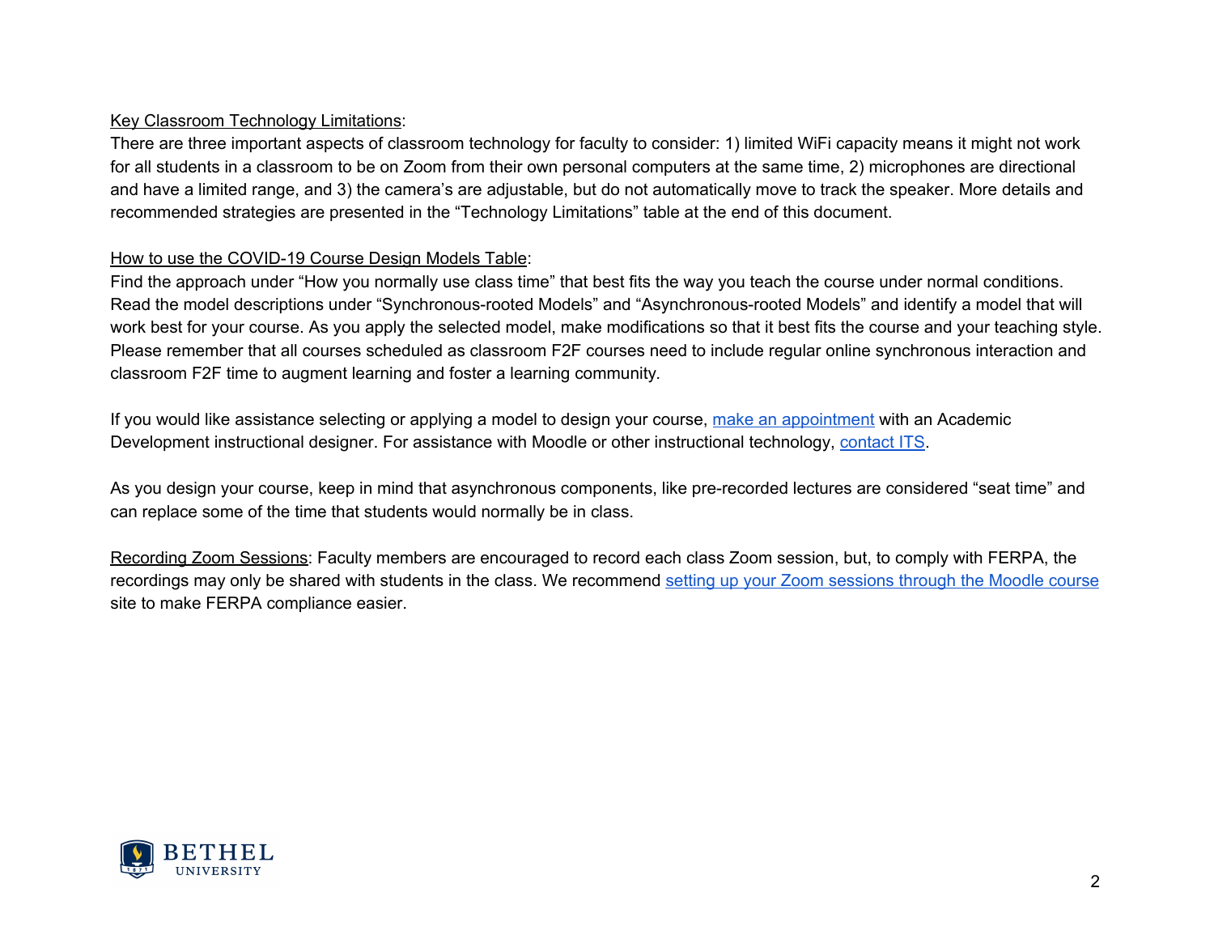Key Classroom Technology Limitations:
There are three important aspects of classroom technology for faculty to consider: 1) limited WiFi capacity means it might not work for all students in a classroom to be on Zoom from their own personal computers at the same time, 2) microphones are directional and have a limited range, and 3) the camera's are adjustable, but do not automatically move to track the speaker. More details and recommended strategies are presented in the "Technology Limitations" table at the end of this document.

How to use the COVID-19 Course Design Models Table:
Find the approach under "How you normally use class time" that best fits the way you teach the course under normal conditions. Read the model descriptions under "Synchronous-rooted Models" and "Asynchronous-rooted Models" and identify a model that will work best for your course. As you apply the selected model, make modifications so that it best fits the course and your teaching style. Please remember that all courses scheduled as classroom F2F courses need to include regular online synchronous interaction and classroom F2F time to augment learning and foster a learning community.

If you would like assistance selecting or applying a model to design your course, make an appointment with an Academic Development instructional designer. For assistance with Moodle or other instructional technology, contact ITS.

As you design your course, keep in mind that asynchronous components, like pre-recorded lectures are considered "seat time" and can replace some of the time that students would normally be in class.

Recording Zoom Sessions: Faculty members are encouraged to record each class Zoom session, but, to comply with FERPA, the recordings may only be shared with students in the class. We recommend setting up your Zoom sessions through the Moodle course site to make FERPA compliance easier.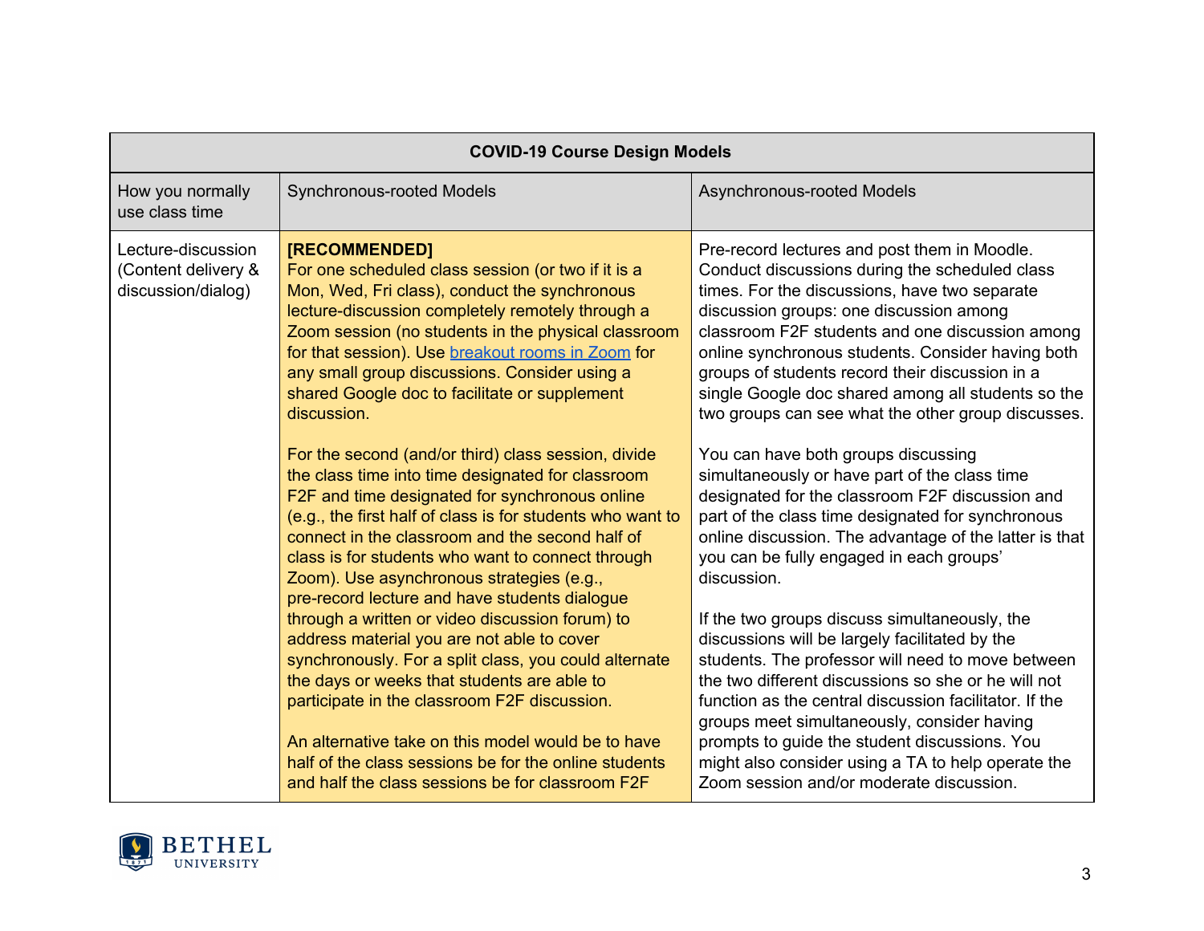| COVID-19 Course Design Models | | |
|---|---|---|
| How you normally use class time | Synchronous-rooted Models | Asynchronous-rooted Models |
| Lecture-discussion (Content delivery & discussion/dialog) | **[RECOMMENDED]**<br>For one scheduled class session (or two if it is a Mon, Wed, Fri class), conduct the synchronous lecture-discussion completely remotely through a Zoom session (no students in the physical classroom for that session). Use [breakout rooms in Zoom](breakout rooms in Zoom) for any small group discussions. Consider using a shared Google doc to facilitate or supplement discussion.<br><br>For the second (and/or third) class session, divide the class time into time designated for classroom F2F and time designated for synchronous online (e.g., the first half of class is for students who want to connect in the classroom and the second half of class is for students who want to connect through Zoom). Use asynchronous strategies (e.g., pre-record lecture and have students dialogue through a written or video discussion forum) to address material you are not able to cover synchronously. For a split class, you could alternate the days or weeks that students are able to participate in the classroom F2F discussion.<br><br>An alternative take on this model would be to have half of the class sessions be for the online students and half the class sessions be for classroom F2F | Pre-record lectures and post them in Moodle. Conduct discussions during the scheduled class times. For the discussions, have two separate discussion groups: one discussion among classroom F2F students and one discussion among online synchronous students. Consider having both groups of students record their discussion in a single Google doc shared among all students so the two groups can see what the other group discusses.<br><br>You can have both groups discussing simultaneously or have part of the class time designated for the classroom F2F discussion and part of the class time designated for synchronous online discussion. The advantage of the latter is that you can be fully engaged in each groups' discussion.<br><br>If the two groups discuss simultaneously, the discussions will be largely facilitated by the students. The professor will need to move between the two different discussions so she or he will not function as the central discussion facilitator. If the groups meet simultaneously, consider having prompts to guide the student discussions. You might also consider using a TA to help operate the Zoom session and/or moderate discussion. |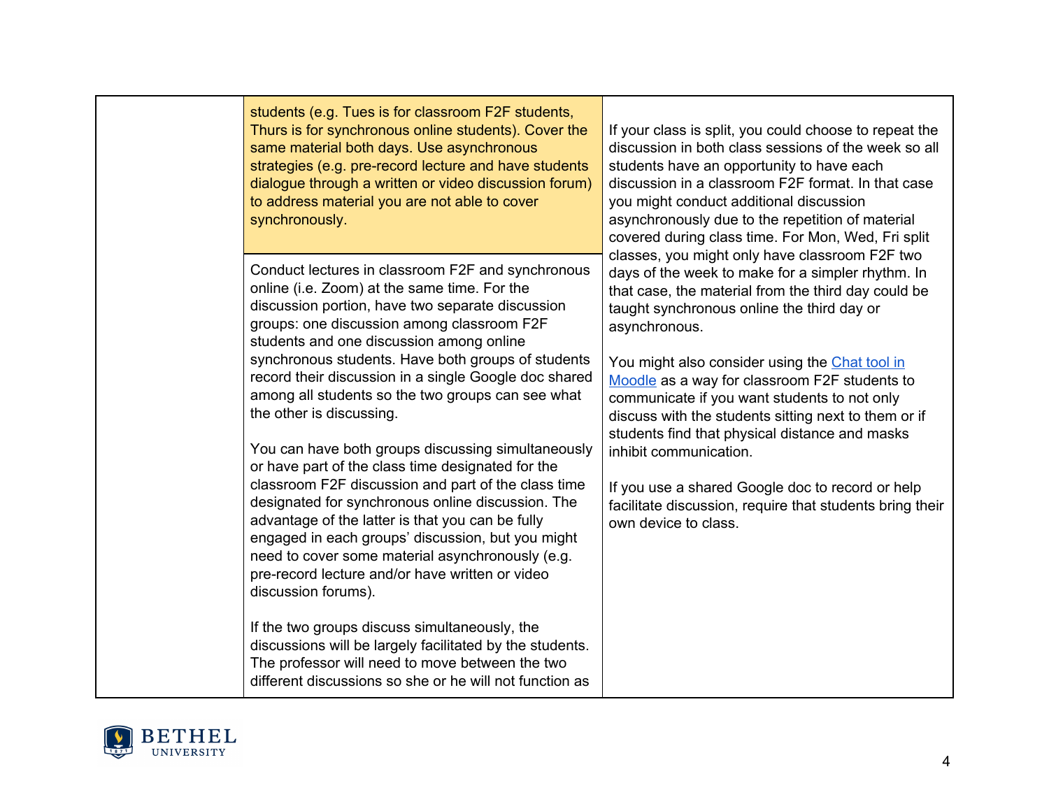| | | |
|---|---|---|
| | students (e.g. Tues is for classroom F2F students, Thurs is for synchronous online students). Cover the same material both days. Use asynchronous strategies (e.g. pre-record lecture and have students dialogue through a written or video discussion forum) to address material you are not able to cover synchronously. | If your class is split, you could choose to repeat the discussion in both class sessions of the week so all students have an opportunity to have each discussion in a classroom F2F format. In that case you might conduct additional discussion asynchronously due to the repetition of material covered during class time. For Mon, Wed, Fri split classes, you might only have classroom F2F two days of the week to make for a simpler rhythm. In that case, the material from the third day could be taught synchronous online the third day or asynchronous.<br><br>You might also consider using the [Chat tool in Moodle](#) as a way for classroom F2F students to communicate if you want students to not only discuss with the students sitting next to them or if students find that physical distance and masks inhibit communication.<br><br>If you use a shared Google doc to record or help facilitate discussion, require that students bring their own device to class. |
| | Conduct lectures in classroom F2F and synchronous online (i.e. Zoom) at the same time. For the discussion portion, have two separate discussion groups: one discussion among classroom F2F students and one discussion among online synchronous students. Have both groups of students record their discussion in a single Google doc shared among all students so the two groups can see what the other is discussing.<br><br>You can have both groups discussing simultaneously or have part of the class time designated for the classroom F2F discussion and part of the class time designated for synchronous online discussion. The advantage of the latter is that you can be fully engaged in each groups' discussion, but you might need to cover some material asynchronously (e.g. pre-record lecture and/or have written or video discussion forums).<br><br>If the two groups discuss simultaneously, the discussions will be largely facilitated by the students. The professor will need to move between the two different discussions so she or he will not function as | |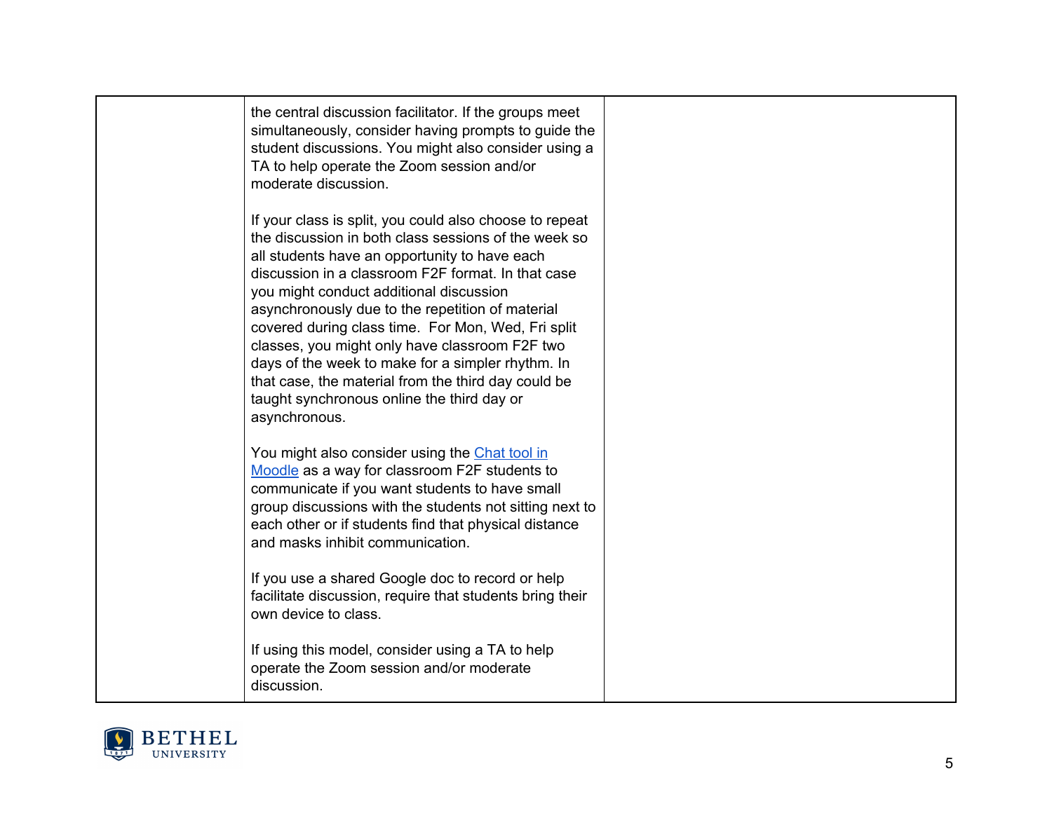| | | |
|---|---|---|
| | the central discussion facilitator. If the groups meet simultaneously, consider having prompts to guide the student discussions. You might also consider using a TA to help operate the Zoom session and/or moderate discussion.<br><br>If your class is split, you could also choose to repeat the discussion in both class sessions of the week so all students have an opportunity to have each discussion in a classroom F2F format. In that case you might conduct additional discussion asynchronously due to the repetition of material covered during class time. For Mon, Wed, Fri split classes, you might only have classroom F2F two days of the week to make for a simpler rhythm. In that case, the material from the third day could be taught synchronous online the third day or asynchronous.<br><br>You might also consider using the Chat tool in Moodle as a way for classroom F2F students to communicate if you want students to have small group discussions with the students not sitting next to each other or if students find that physical distance and masks inhibit communication.<br><br>If you use a shared Google doc to record or help facilitate discussion, require that students bring their own device to class.<br><br>If using this model, consider using a TA to help operate the Zoom session and/or moderate discussion. | |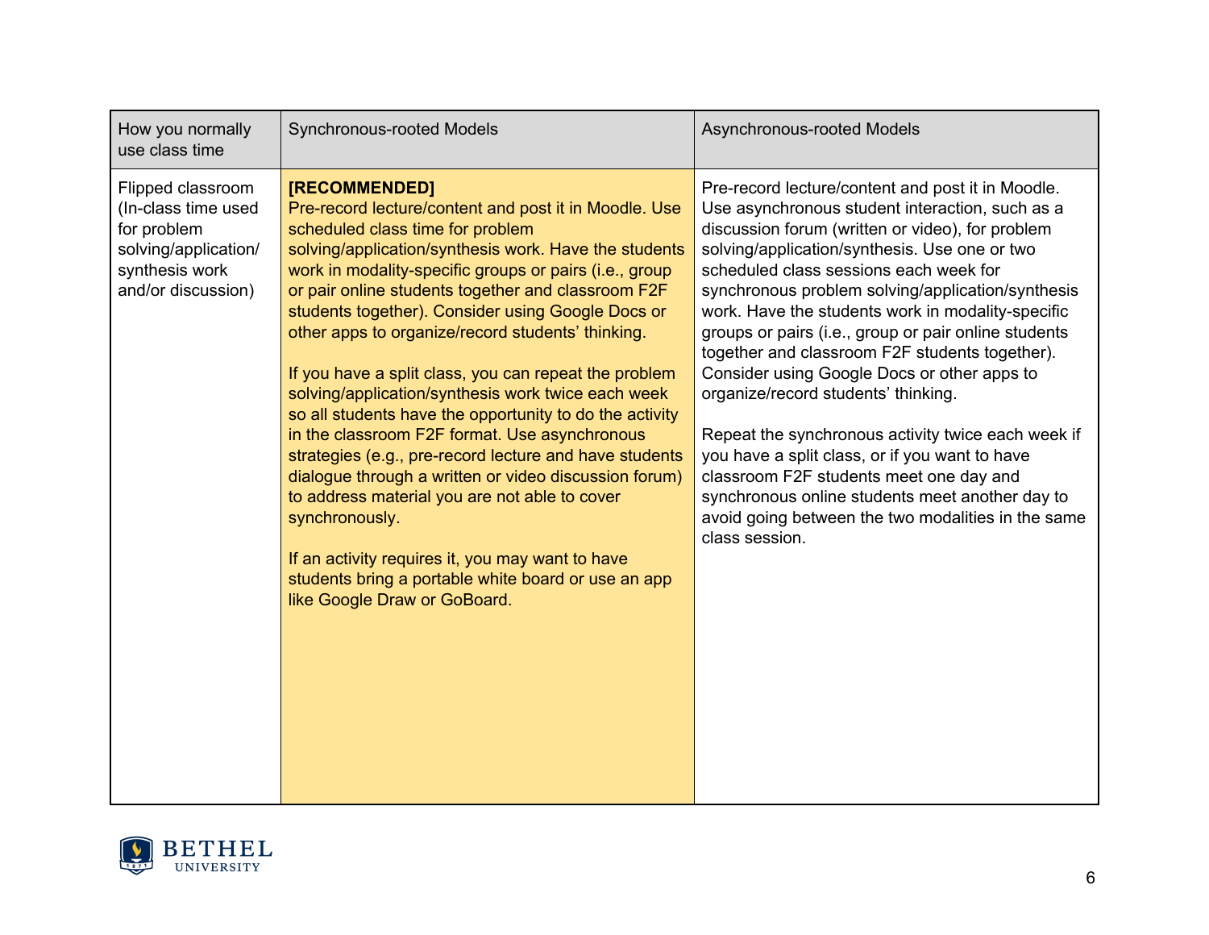| How you normally use class time | Synchronous-rooted Models | Asynchronous-rooted Models |
|---|---|---|
| Flipped classroom (In-class time used for problem solving/application/ synthesis work and/or discussion) | **[RECOMMENDED]**<br>Pre-record lecture/content and post it in Moodle. Use scheduled class time for problem solving/application/synthesis work. Have the students work in modality-specific groups or pairs (i.e., group or pair online students together and classroom F2F students together). Consider using Google Docs or other apps to organize/record students' thinking.<br><br>If you have a split class, you can repeat the problem solving/application/synthesis work twice each week so all students have the opportunity to do the activity in the classroom F2F format. Use asynchronous strategies (e.g., pre-record lecture and have students dialogue through a written or video discussion forum) to address material you are not able to cover synchronously.<br><br>If an activity requires it, you may want to have students bring a portable white board or use an app like Google Draw or GoBoard. | Pre-record lecture/content and post it in Moodle. Use asynchronous student interaction, such as a discussion forum (written or video), for problem solving/application/synthesis. Use one or two scheduled class sessions each week for synchronous problem solving/application/synthesis work. Have the students work in modality-specific groups or pairs (i.e., group or pair online students together and classroom F2F students together). Consider using Google Docs or other apps to organize/record students' thinking.<br><br>Repeat the synchronous activity twice each week if you have a split class, or if you want to have classroom F2F students meet one day and synchronous online students meet another day to avoid going between the two modalities in the same class session. |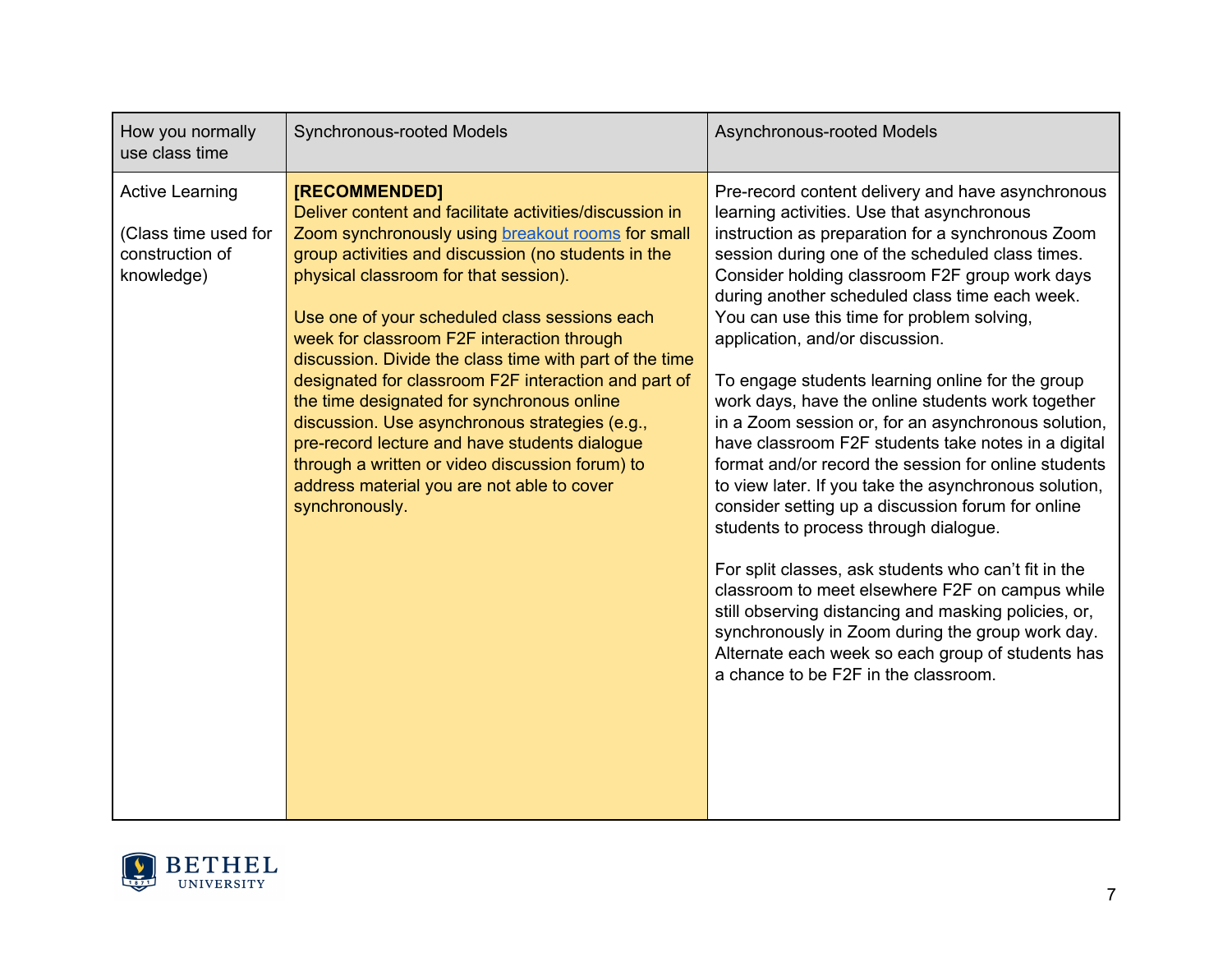| How you normally use class time | Synchronous-rooted Models | Asynchronous-rooted Models |
|---|---|---|
| Active Learning<br><br>(Class time used for construction of knowledge) | **[RECOMMENDED]**<br>Deliver content and facilitate activities/discussion in Zoom synchronously using [breakout rooms]() for small group activities and discussion (no students in the physical classroom for that session).<br><br>Use one of your scheduled class sessions each week for classroom F2F interaction through discussion. Divide the class time with part of the time designated for classroom F2F interaction and part of the time designated for synchronous online discussion. Use asynchronous strategies (e.g., pre-record lecture and have students dialogue through a written or video discussion forum) to address material you are not able to cover synchronously. | Pre-record content delivery and have asynchronous learning activities. Use that asynchronous instruction as preparation for a synchronous Zoom session during one of the scheduled class times. Consider holding classroom F2F group work days during another scheduled class time each week. You can use this time for problem solving, application, and/or discussion.<br><br>To engage students learning online for the group work days, have the online students work together in a Zoom session or, for an asynchronous solution, have classroom F2F students take notes in a digital format and/or record the session for online students to view later. If you take the asynchronous solution, consider setting up a discussion forum for online students to process through dialogue.<br><br>For split classes, ask students who can't fit in the classroom to meet elsewhere F2F on campus while still observing distancing and masking policies, or, synchronously in Zoom during the group work day. Alternate each week so each group of students has a chance to be F2F in the classroom. |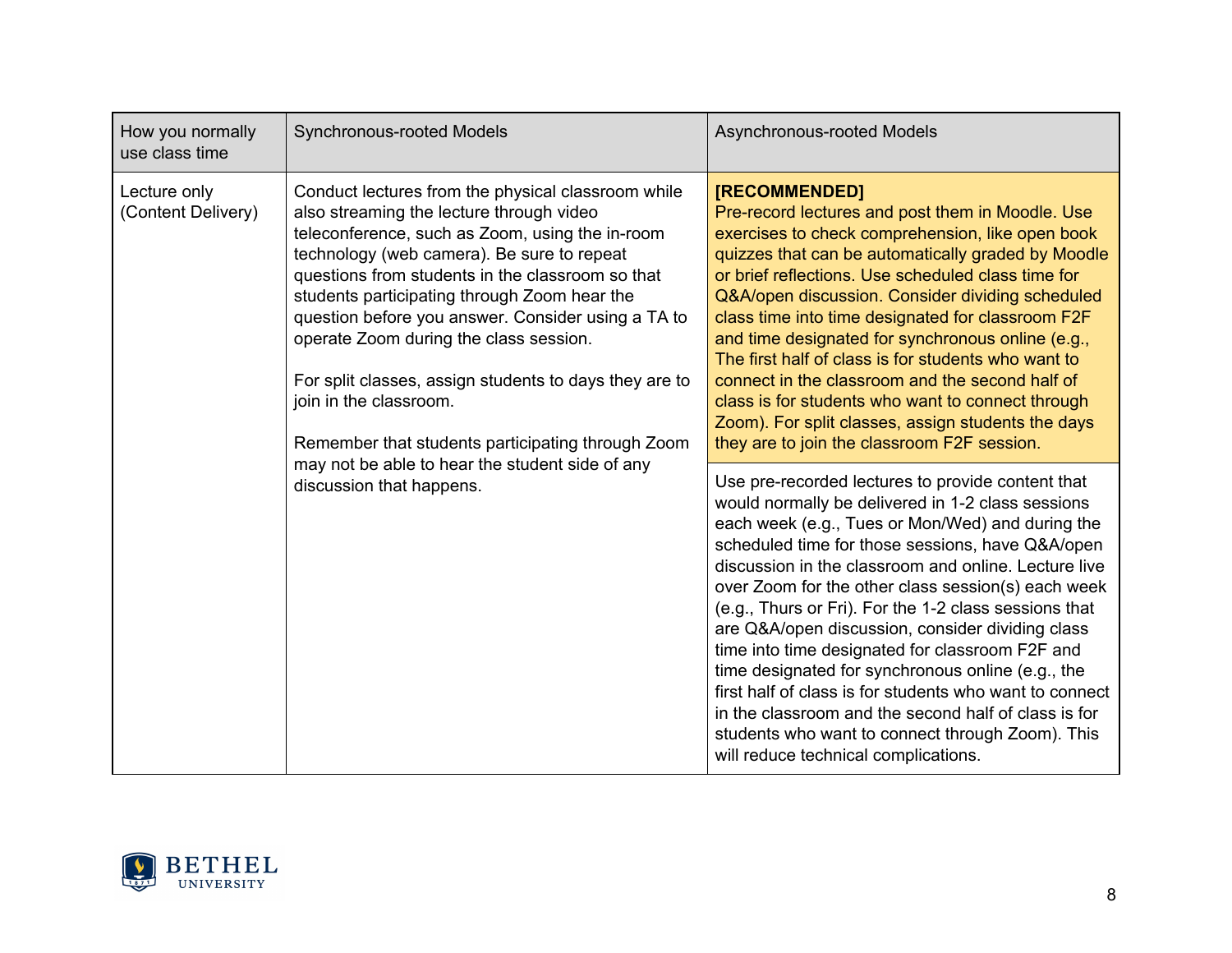| How you normally use class time | Synchronous-rooted Models | Asynchronous-rooted Models |
|---|---|---|
| Lecture only (Content Delivery) | Conduct lectures from the physical classroom while also streaming the lecture through video teleconference, such as Zoom, using the in-room technology (web camera). Be sure to repeat questions from students in the classroom so that students participating through Zoom hear the question before you answer. Consider using a TA to operate Zoom during the class session.<br><br>For split classes, assign students to days they are to join in the classroom.<br><br>Remember that students participating through Zoom may not be able to hear the student side of any discussion that happens. | **[RECOMMENDED]**<br>Pre-record lectures and post them in Moodle. Use exercises to check comprehension, like open book quizzes that can be automatically graded by Moodle or brief reflections. Use scheduled class time for Q&A/open discussion. Consider dividing scheduled class time into time designated for classroom F2F and time designated for synchronous online (e.g., The first half of class is for students who want to connect in the classroom and the second half of class is for students who want to connect through Zoom). For split classes, assign students the days they are to join the classroom F2F session. |
| | | Use pre-recorded lectures to provide content that would normally be delivered in 1-2 class sessions each week (e.g., Tues or Mon/Wed) and during the scheduled time for those sessions, have Q&A/open discussion in the classroom and online. Lecture live over Zoom for the other class session(s) each week (e.g., Thurs or Fri). For the 1-2 class sessions that are Q&A/open discussion, consider dividing class time into time designated for classroom F2F and time designated for synchronous online (e.g., the first half of class is for students who want to connect in the classroom and the second half of class is for students who want to connect through Zoom). This will reduce technical complications. |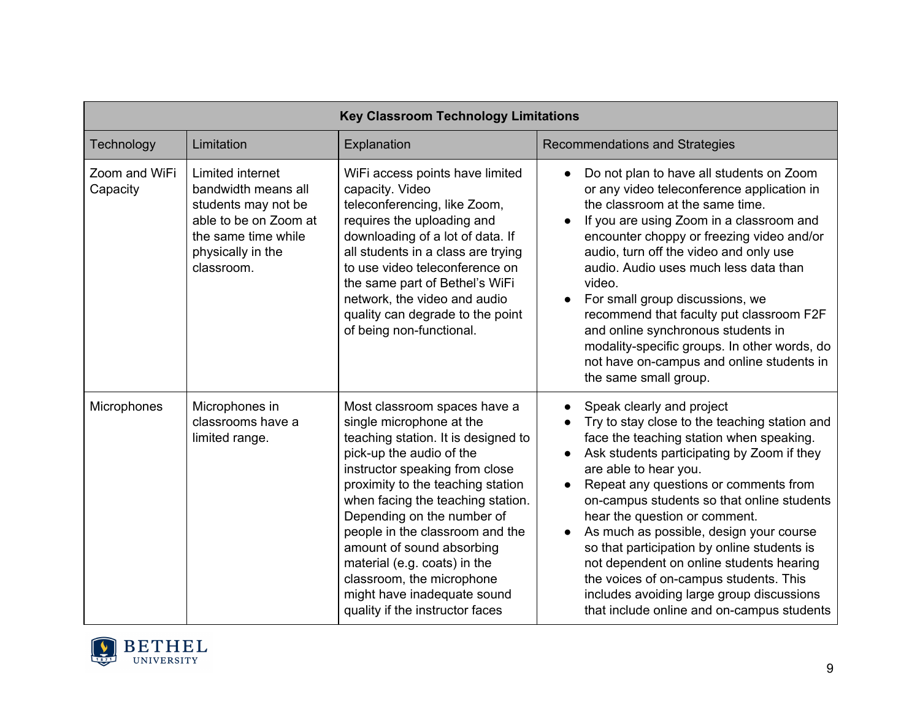| Key Classroom Technology Limitations | | | |
|---|---|---|---|
| Technology | Limitation | Explanation | Recommendations and Strategies |
| Zoom and WiFi Capacity | Limited internet bandwidth means all students may not be able to be on Zoom at the same time while physically in the classroom. | WiFi access points have limited capacity. Video teleconferencing, like Zoom, requires the uploading and downloading of a lot of data. If all students in a class are trying to use video teleconference on the same part of Bethel's WiFi network, the video and audio quality can degrade to the point of being non-functional. | • Do not plan to have all students on Zoom or any video teleconference application in the classroom at the same time.<br>• If you are using Zoom in a classroom and encounter choppy or freezing video and/or audio, turn off the video and only use audio. Audio uses much less data than video.<br>• For small group discussions, we recommend that faculty put classroom F2F and online synchronous students in modality-specific groups. In other words, do not have on-campus and online students in the same small group. |
| Microphones | Microphones in classrooms have a limited range. | Most classroom spaces have a single microphone at the teaching station. It is designed to pick-up the audio of the instructor speaking from close proximity to the teaching station when facing the teaching station. Depending on the number of people in the classroom and the amount of sound absorbing material (e.g. coats) in the classroom, the microphone might have inadequate sound quality if the instructor faces | • Speak clearly and project<br>• Try to stay close to the teaching station and face the teaching station when speaking.<br>• Ask students participating by Zoom if they are able to hear you.<br>• Repeat any questions or comments from on-campus students so that online students hear the question or comment.<br>• As much as possible, design your course so that participation by online students is not dependent on online students hearing the voices of on-campus students. This includes avoiding large group discussions that include online and on-campus students |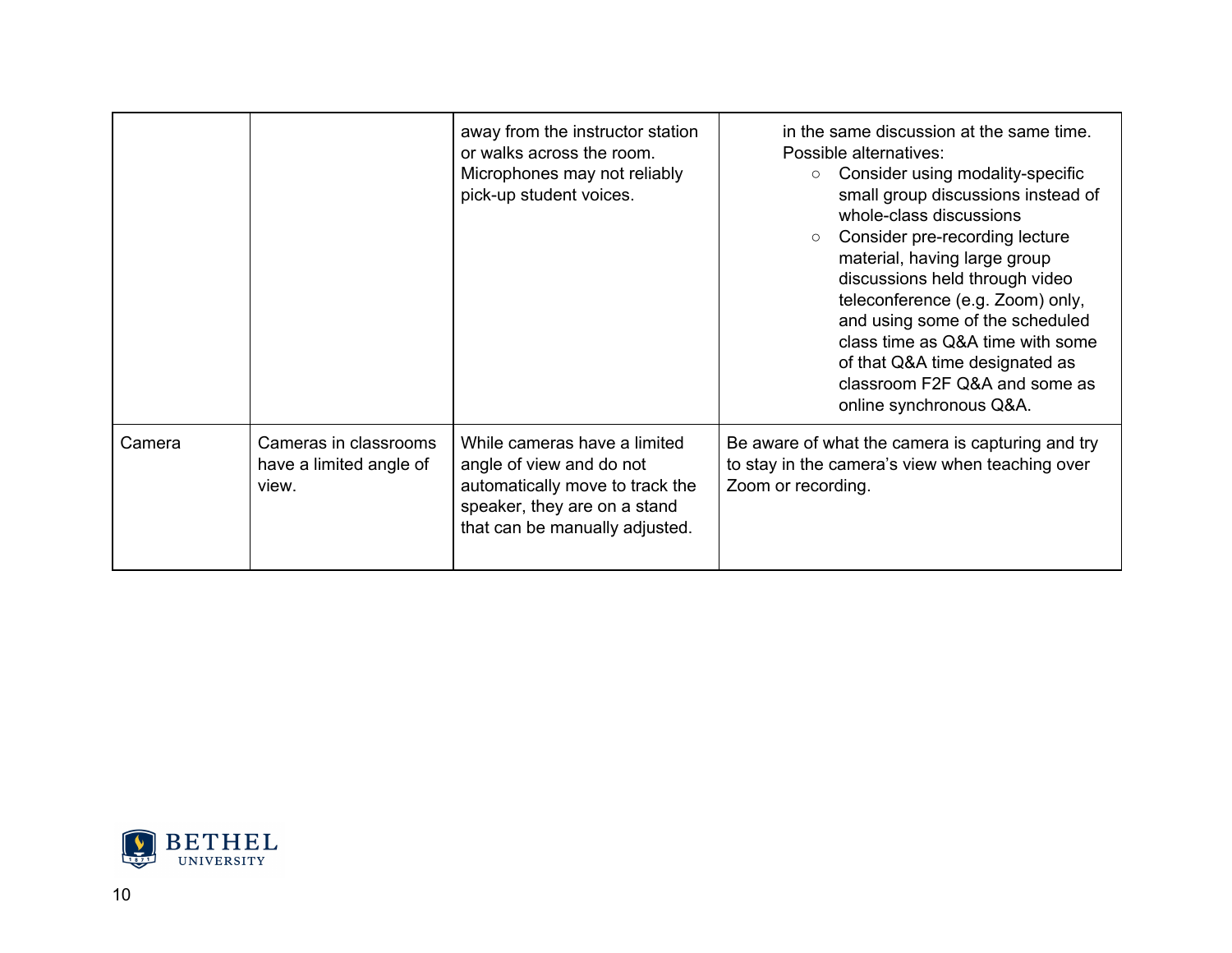| | | | |
|---|---|---|---|
| | | away from the instructor station or walks across the room. Microphones may not reliably pick-up student voices. | in the same discussion at the same time. Possible alternatives:<br>○ Consider using modality-specific small group discussions instead of whole-class discussions<br>○ Consider pre-recording lecture material, having large group discussions held through video teleconference (e.g. Zoom) only, and using some of the scheduled class time as Q&A time with some of that Q&A time designated as classroom F2F Q&A and some as online synchronous Q&A. |
| Camera | Cameras in classrooms have a limited angle of view. | While cameras have a limited angle of view and do not automatically move to track the speaker, they are on a stand that can be manually adjusted. | Be aware of what the camera is capturing and try to stay in the camera's view when teaching over Zoom or recording. |